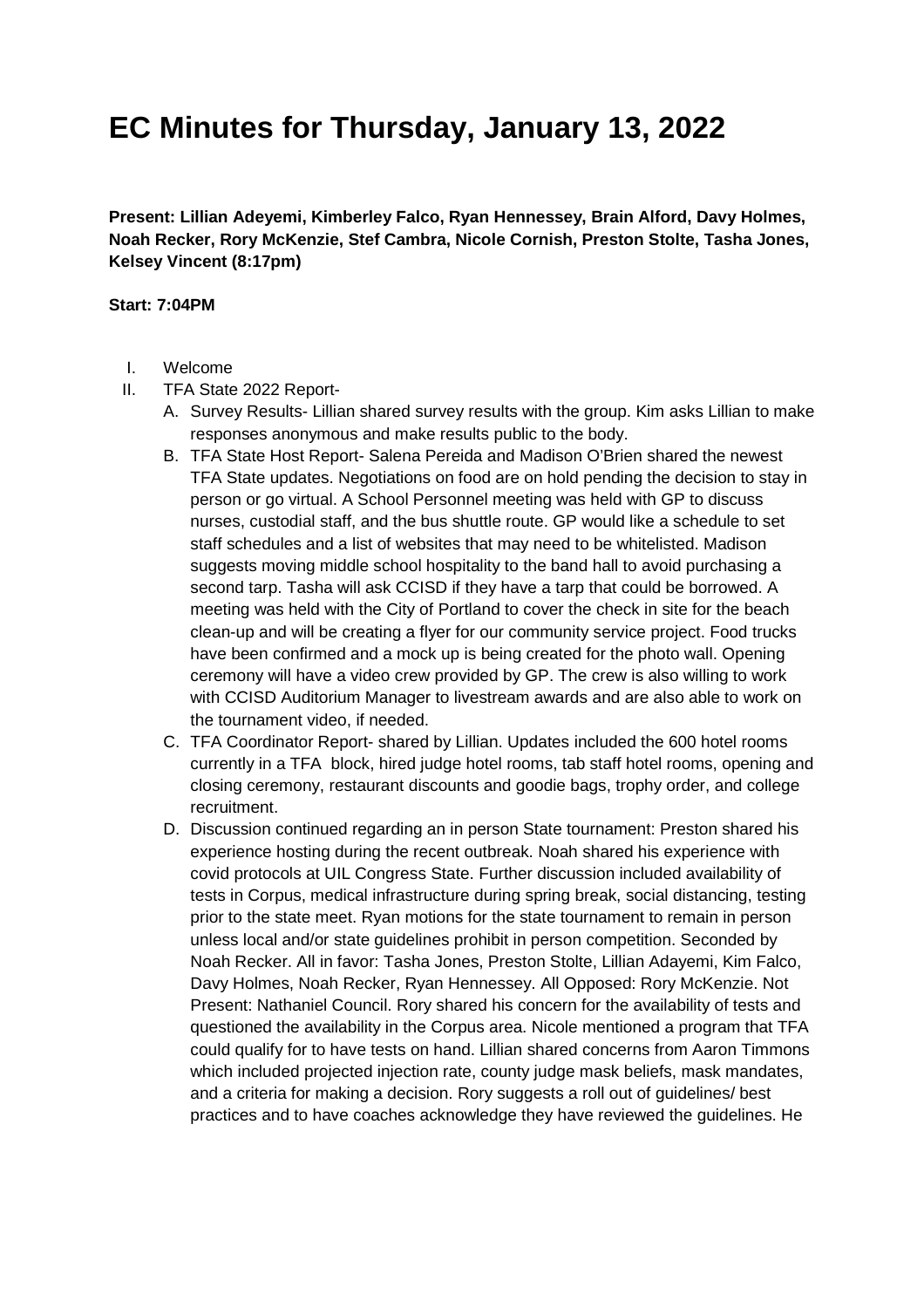# EC Minutes for Thursday, January 13, 2022

**Present: Lillian Adeyemi, Kimberley Falco, Ryan Hennessey, Brain Alford, Davy Holmes, Noah Recker, Rory McKenzie, Stef Cambra, Nicole Cornish, Preston Stolte, Tasha Jones, Kelsey Vincent (8:17pm)**

**Start: 7:04PM**

I. Welcome
II. TFA State 2022 Report-
   A. Survey Results- Lillian shared survey results with the group. Kim asks Lillian to make responses anonymous and make results public to the body.
   B. TFA State Host Report- Salena Pereida and Madison O'Brien shared the newest TFA State updates. Negotiations on food are on hold pending the decision to stay in person or go virtual. A School Personnel meeting was held with GP to discuss nurses, custodial staff, and the bus shuttle route. GP would like a schedule to set staff schedules and a list of websites that may need to be whitelisted. Madison suggests moving middle school hospitality to the band hall to avoid purchasing a second tarp. Tasha will ask CCISD if they have a tarp that could be borrowed. A meeting was held with the City of Portland to cover the check in site for the beach clean-up and will be creating a flyer for our community service project. Food trucks have been confirmed and a mock up is being created for the photo wall. Opening ceremony will have a video crew provided by GP. The crew is also willing to work with CCISD Auditorium Manager to livestream awards and are also able to work on the tournament video, if needed.
   C. TFA Coordinator Report- shared by Lillian. Updates included the 600 hotel rooms currently in a TFA block, hired judge hotel rooms, tab staff hotel rooms, opening and closing ceremony, restaurant discounts and goodie bags, trophy order, and college recruitment.
   D. Discussion continued regarding an in person State tournament: Preston shared his experience hosting during the recent outbreak. Noah shared his experience with covid protocols at UIL Congress State. Further discussion included availability of tests in Corpus, medical infrastructure during spring break, social distancing, testing prior to the state meet. Ryan motions for the state tournament to remain in person unless local and/or state guidelines prohibit in person competition. Seconded by Noah Recker. All in favor: Tasha Jones, Preston Stolte, Lillian Adayemi, Kim Falco, Davy Holmes, Noah Recker, Ryan Hennessey. All Opposed: Rory McKenzie. Not Present: Nathaniel Council. Rory shared his concern for the availability of tests and questioned the availability in the Corpus area. Nicole mentioned a program that TFA could qualify for to have tests on hand. Lillian shared concerns from Aaron Timmons which included projected injection rate, county judge mask beliefs, mask mandates, and a criteria for making a decision. Rory suggests a roll out of guidelines/ best practices and to have coaches acknowledge they have reviewed the guidelines. He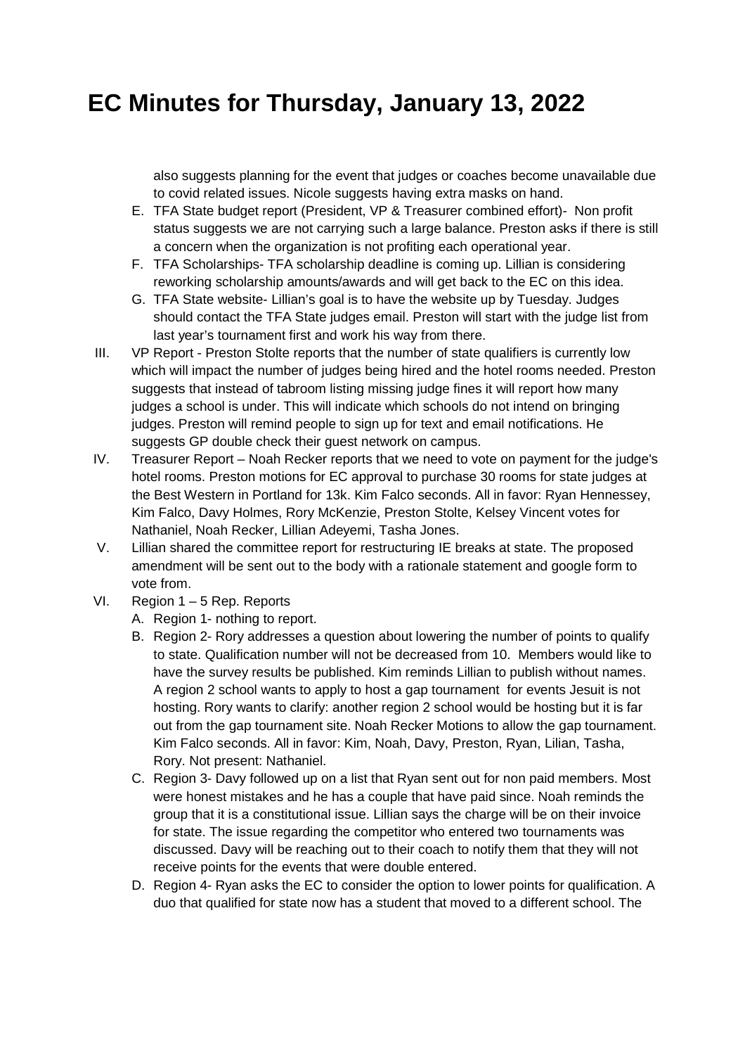# EC Minutes for Thursday, January 13, 2022

also suggests planning for the event that judges or coaches become unavailable due to covid related issues. Nicole suggests having extra masks on hand.

E. TFA State budget report (President, VP & Treasurer combined effort)- Non profit status suggests we are not carrying such a large balance. Preston asks if there is still a concern when the organization is not profiting each operational year.
F. TFA Scholarships- TFA scholarship deadline is coming up. Lillian is considering reworking scholarship amounts/awards and will get back to the EC on this idea.
G. TFA State website- Lillian's goal is to have the website up by Tuesday. Judges should contact the TFA State judges email. Preston will start with the judge list from last year's tournament first and work his way from there.

III. VP Report - Preston Stolte reports that the number of state qualifiers is currently low which will impact the number of judges being hired and the hotel rooms needed. Preston suggests that instead of tabroom listing missing judge fines it will report how many judges a school is under. This will indicate which schools do not intend on bringing judges. Preston will remind people to sign up for text and email notifications. He suggests GP double check their guest network on campus.

IV. Treasurer Report – Noah Recker reports that we need to vote on payment for the judge's hotel rooms. Preston motions for EC approval to purchase 30 rooms for state judges at the Best Western in Portland for 13k. Kim Falco seconds. All in favor: Ryan Hennessey, Kim Falco, Davy Holmes, Rory McKenzie, Preston Stolte, Kelsey Vincent votes for Nathaniel, Noah Recker, Lillian Adeyemi, Tasha Jones.

V. Lillian shared the committee report for restructuring IE breaks at state. The proposed amendment will be sent out to the body with a rationale statement and google form to vote from.

VI. Region 1 – 5 Rep. Reports
   A. Region 1- nothing to report.
   B. Region 2- Rory addresses a question about lowering the number of points to qualify to state. Qualification number will not be decreased from 10. Members would like to have the survey results be published. Kim reminds Lillian to publish without names. A region 2 school wants to apply to host a gap tournament for events Jesuit is not hosting. Rory wants to clarify: another region 2 school would be hosting but it is far out from the gap tournament site. Noah Recker Motions to allow the gap tournament. Kim Falco seconds. All in favor: Kim, Noah, Davy, Preston, Ryan, Lilian, Tasha, Rory. Not present: Nathaniel.
   C. Region 3- Davy followed up on a list that Ryan sent out for non paid members. Most were honest mistakes and he has a couple that have paid since. Noah reminds the group that it is a constitutional issue. Lillian says the charge will be on their invoice for state. The issue regarding the competitor who entered two tournaments was discussed. Davy will be reaching out to their coach to notify them that they will not receive points for the events that were double entered.
   D. Region 4- Ryan asks the EC to consider the option to lower points for qualification. A duo that qualified for state now has a student that moved to a different school. The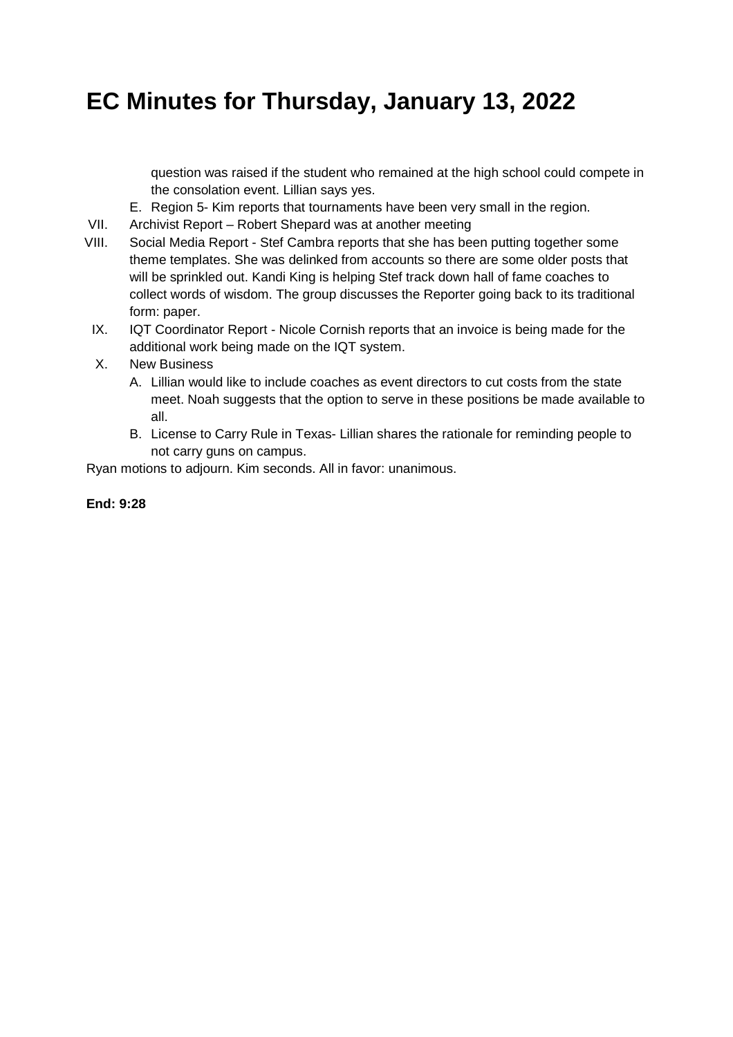# EC Minutes for Thursday, January 13, 2022

question was raised if the student who remained at the high school could compete in the consolation event. Lillian says yes.

E. Region 5- Kim reports that tournaments have been very small in the region.

VII. Archivist Report – Robert Shepard was at another meeting

VIII. Social Media Report - Stef Cambra reports that she has been putting together some theme templates. She was delinked from accounts so there are some older posts that will be sprinkled out. Kandi King is helping Stef track down hall of fame coaches to collect words of wisdom. The group discusses the Reporter going back to its traditional form: paper.

IX. IQT Coordinator Report - Nicole Cornish reports that an invoice is being made for the additional work being made on the IQT system.

X. New Business

A. Lillian would like to include coaches as event directors to cut costs from the state meet. Noah suggests that the option to serve in these positions be made available to all.

B. License to Carry Rule in Texas- Lillian shares the rationale for reminding people to not carry guns on campus.

Ryan motions to adjourn. Kim seconds. All in favor: unanimous.

**End: 9:28**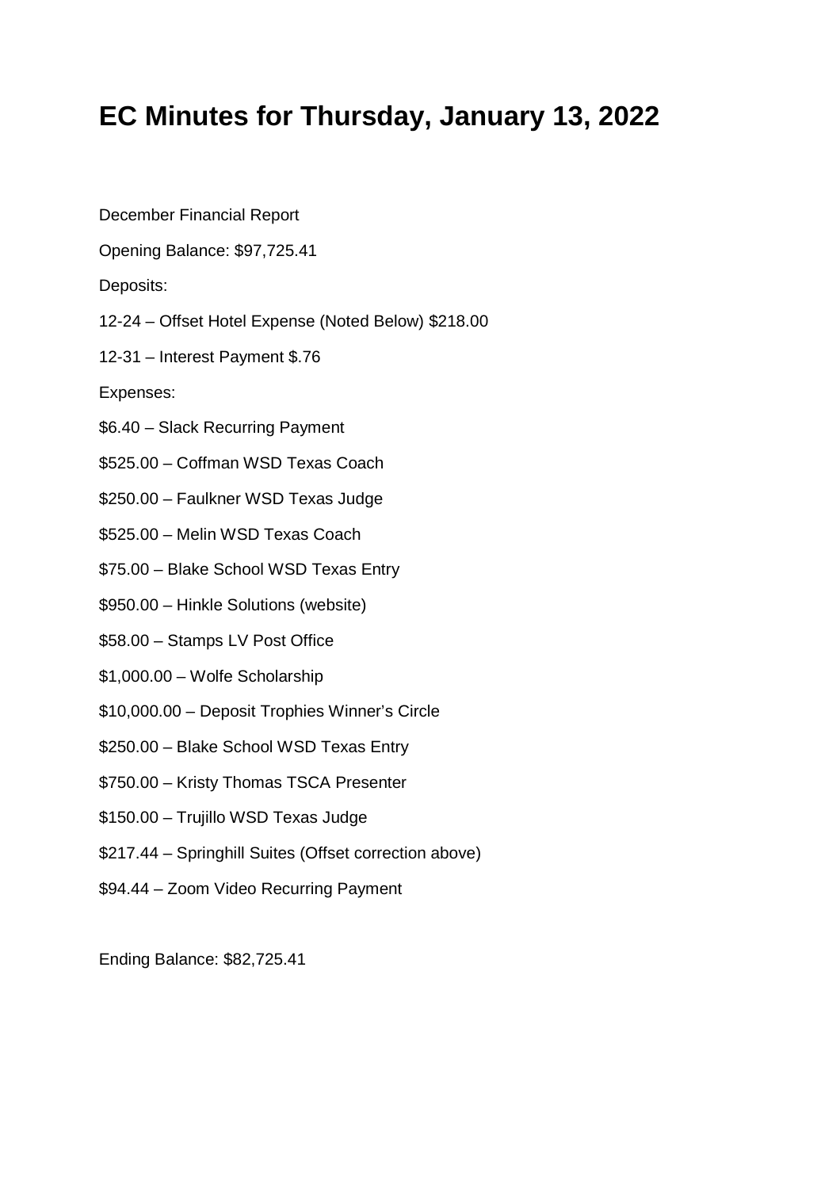# EC Minutes for Thursday, January 13, 2022

December Financial Report

Opening Balance: $97,725.41

Deposits:

12-24 – Offset Hotel Expense (Noted Below) $218.00

12-31 – Interest Payment $.76

Expenses:

$6.40 – Slack Recurring Payment

$525.00 – Coffman WSD Texas Coach

$250.00 – Faulkner WSD Texas Judge

$525.00 – Melin WSD Texas Coach

$75.00 – Blake School WSD Texas Entry

$950.00 – Hinkle Solutions (website)

$58.00 – Stamps LV Post Office

$1,000.00 – Wolfe Scholarship

$10,000.00 – Deposit Trophies Winner's Circle

$250.00 – Blake School WSD Texas Entry

$750.00 – Kristy Thomas TSCA Presenter

$150.00 – Trujillo WSD Texas Judge

$217.44 – Springhill Suites (Offset correction above)

$94.44 – Zoom Video Recurring Payment

Ending Balance: $82,725.41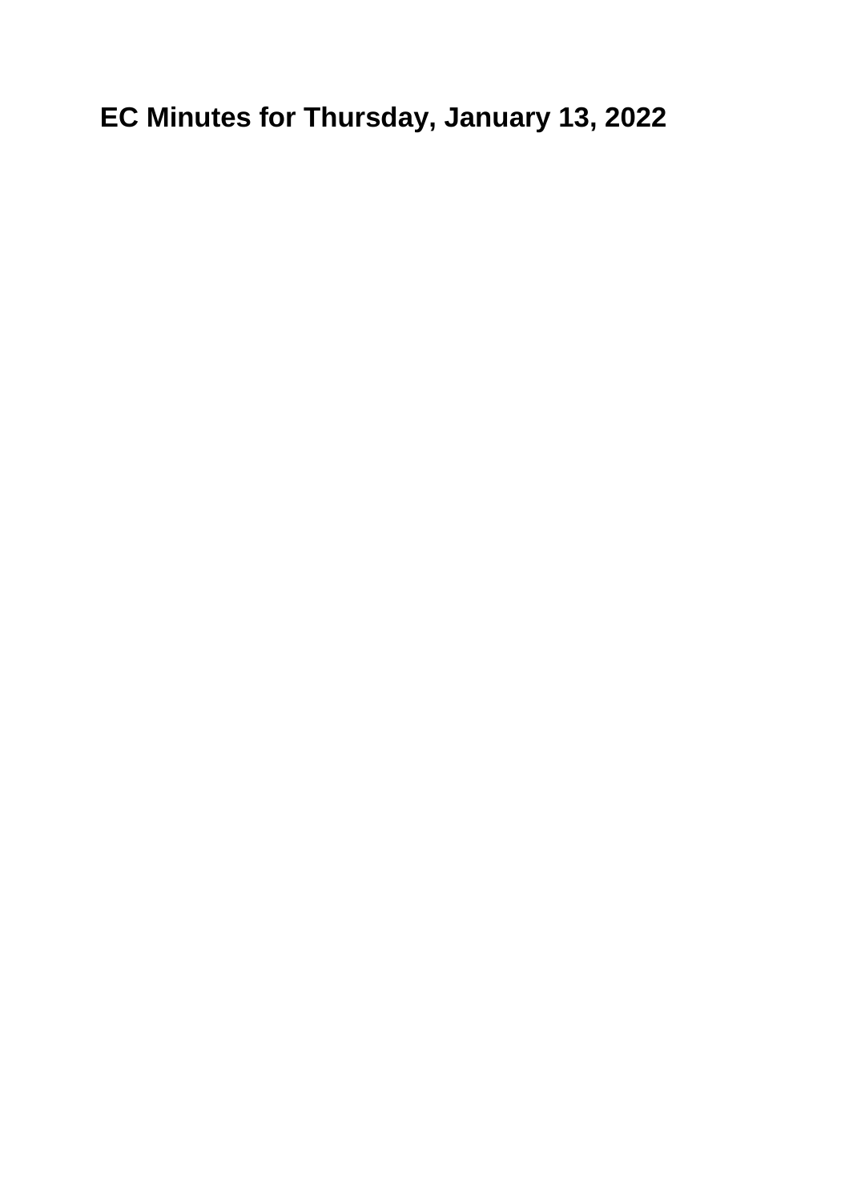# EC Minutes for Thursday, January 13, 2022